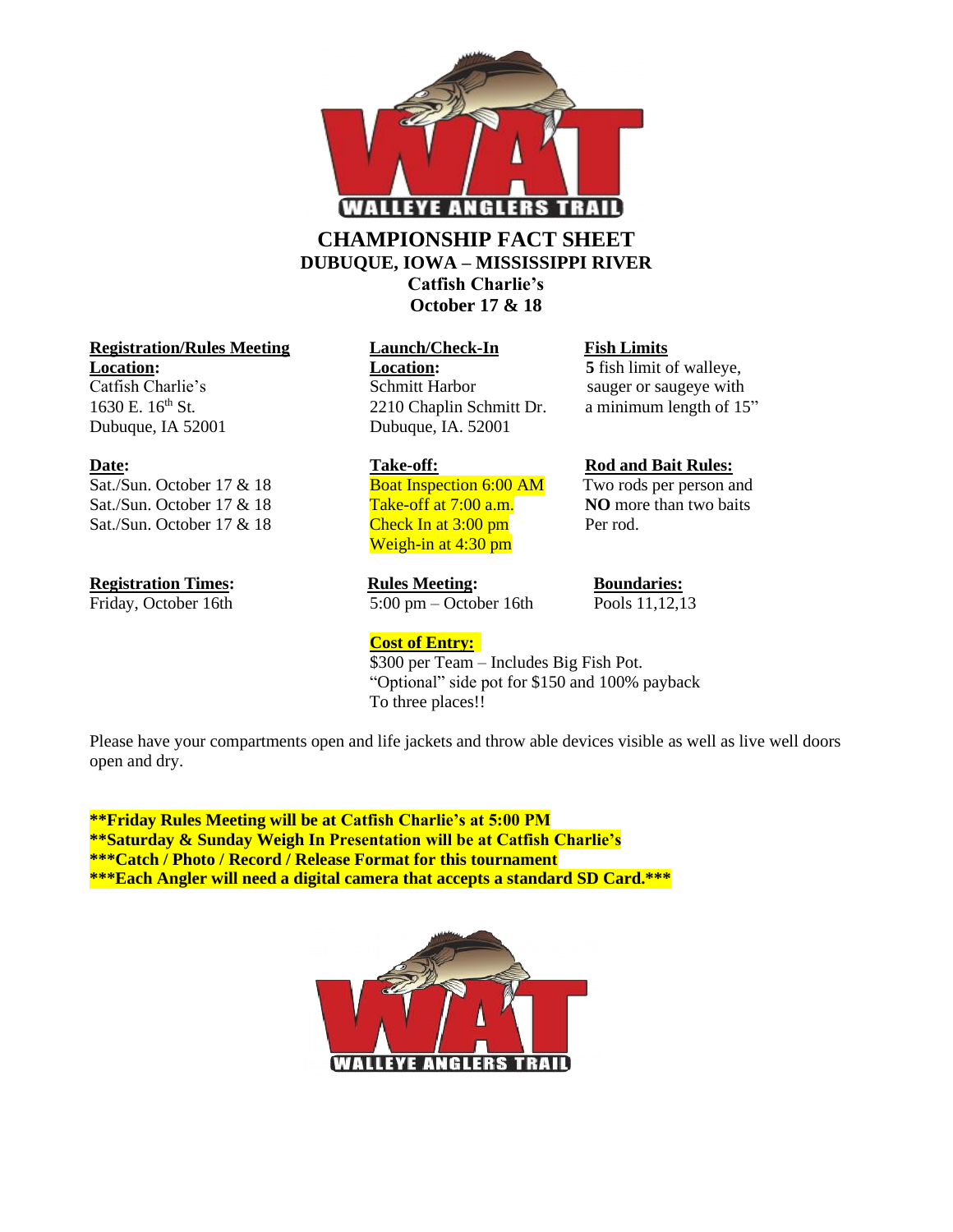# CHAMPIONSHIP FACT SHEET

## DUBUQUE, IOWA – MISSISSIPPI RIVER

### Catfish Charlie's

### October 17 & 18

**Registration/Rules Meeting Location:**
Catfish Charlie's
1630 E. 16th St.
Dubuque, IA 52001

**Date:**
Sat./Sun. October 17 & 18
Sat./Sun. October 17 & 18
Sat./Sun. October 17 & 18

**Registration Times:**
Friday, October 16th

**Launch/Check-In Location:**
Schmitt Harbor
2210 Chaplin Schmitt Dr.
Dubuque, IA. 52001

**Take-off:**
Boat Inspection 6:00 AM
Take-off at 7:00 a.m.
Check In at 3:00 pm
Weigh-in at 4:30 pm

**Rules Meeting:**
5:00 pm – October 16th

**Cost of Entry:**
$300 per Team – Includes Big Fish Pot.
"Optional" side pot for $150 and 100% payback
To three places!!

**Fish Limits**
**5** fish limit of walleye, sauger or saugeye with a minimum length of 15"

**Rod and Bait Rules:**
Two rods per person and **NO** more than two baits Per rod.

**Boundaries:**
Pools 11,12,13

Please have your compartments open and life jackets and throw able devices visible as well as live well doors open and dry.

**\*\*Friday Rules Meeting will be at Catfish Charlie's at 5:00 PM**
**\*\*Saturday & Sunday Weigh In Presentation will be at Catfish Charlie's**
**\*\*\*Catch / Photo / Record / Release Format for this tournament**
**\*\*\*Each Angler will need a digital camera that accepts a standard SD Card.\*\*\***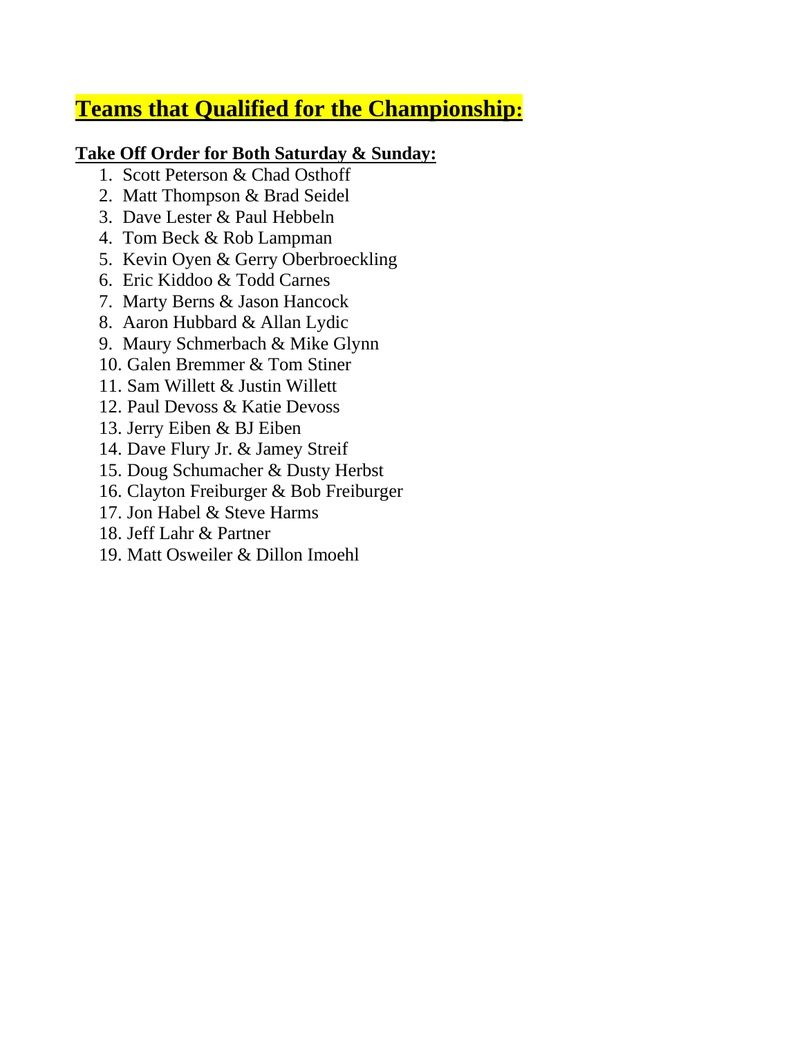## Teams that Qualified for the Championship:

**Take Off Order for Both Saturday & Sunday:**

1. Scott Peterson & Chad Osthoff
2. Matt Thompson & Brad Seidel
3. Dave Lester & Paul Hebbeln
4. Tom Beck & Rob Lampman
5. Kevin Oyen & Gerry Oberbroeckling
6. Eric Kiddoo & Todd Carnes
7. Marty Berns & Jason Hancock
8. Aaron Hubbard & Allan Lydic
9. Maury Schmerbach & Mike Glynn
10. Galen Bremmer & Tom Stiner
11. Sam Willett & Justin Willett
12. Paul Devoss & Katie Devoss
13. Jerry Eiben & BJ Eiben
14. Dave Flury Jr. & Jamey Streif
15. Doug Schumacher & Dusty Herbst
16. Clayton Freiburger & Bob Freiburger
17. Jon Habel & Steve Harms
18. Jeff Lahr & Partner
19. Matt Osweiler & Dillon Imoehl